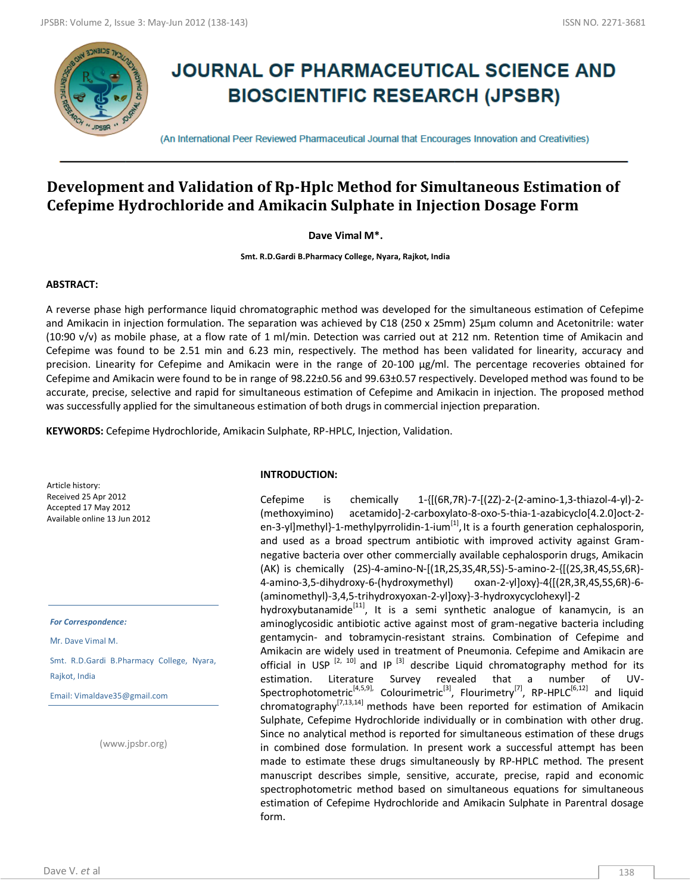# JOURNAL OF PHARMACEUTICAL SCIENCE AND BIOSCIENTIFIC RESEARCH (JPSBR)

(An International Peer Reviewed Pharmaceutical Journal that Encourages Innovation and Creativities)

## Development and Validation of Rp-Hplc Method for Simultaneous Estimation of Cefepime Hydrochloride and Amikacin Sulphate in Injection Dosage Form

**Dave Vimal M\*.**

**Smt. R.D.Gardi B.Pharmacy College, Nyara, Rajkot, India**

### ABSTRACT:

A reverse phase high performance liquid chromatographic method was developed for the simultaneous estimation of Cefepime and Amikacin in injection formulation. The separation was achieved by C18 (250 x 25mm) 25µm column and Acetonitrile: water (10:90 v/v) as mobile phase, at a flow rate of 1 ml/min. Detection was carried out at 212 nm. Retention time of Amikacin and Cefepime was found to be 2.51 min and 6.23 min, respectively. The method has been validated for linearity, accuracy and precision. Linearity for Cefepime and Amikacin were in the range of 20-100 µg/ml. The percentage recoveries obtained for Cefepime and Amikacin were found to be in range of 98.22±0.56 and 99.63±0.57 respectively. Developed method was found to be accurate, precise, selective and rapid for simultaneous estimation of Cefepime and Amikacin in injection. The proposed method was successfully applied for the simultaneous estimation of both drugs in commercial injection preparation.

**KEYWORDS:** Cefepime Hydrochloride, Amikacin Sulphate, RP-HPLC, Injection, Validation.

Article history:
Received 25 Apr 2012
Accepted 17 May 2012
Available online 13 Jun 2012

*For Correspondence:*

Mr. Dave Vimal M.

Smt. R.D.Gardi B.Pharmacy College, Nyara, Rajkot, India

Email: Vimaldave35@gmail.com

(www.jpsbr.org)

### INTRODUCTION:

Cefepime is chemically 1-{[(6R,7R)-7-[(2Z)-2-(2-amino-1,3-thiazol-4-yl)-2-(methoxyimino) acetamido]-2-carboxylato-8-oxo-5-thia-1-azabicyclo[4.2.0]oct-2-en-3-yl]methyl}-1-methylpyrrolidin-1-ium[1], It is a fourth generation cephalosporin, and used as a broad spectrum antibiotic with improved activity against Gram-negative bacteria over other commercially available cephalosporin drugs, Amikacin (AK) is chemically (2S)-4-amino-N-[(1R,2S,3S,4R,5S)-5-amino-2-{[(2S,3R,4S,5S,6R)-4-amino-3,5-dihydroxy-6-(hydroxymethyl) oxan-2-yl]oxy}-4{[(2R,3R,4S,5S,6R)-6-(aminomethyl)-3,4,5-trihydroxyoxan-2-yl]oxy}-3-hydroxycyclohexyl]-2 hydroxybutanamide[11], It is a semi synthetic analogue of kanamycin, is an aminoglycosidic antibiotic active against most of gram-negative bacteria including gentamycin- and tobramycin-resistant strains. Combination of Cefepime and Amikacin are widely used in treatment of Pneumonia. Cefepime and Amikacin are official in USP [2, 10] and IP [3] describe Liquid chromatography method for its estimation. Literature Survey revealed that a number of UV-Spectrophotometric[4,5,9], Colourimetric[3], Flourimetry[7], RP-HPLC[6,12] and liquid chromatography[7,13,14] methods have been reported for estimation of Amikacin Sulphate, Cefepime Hydrochloride individually or in combination with other drug. Since no analytical method is reported for simultaneous estimation of these drugs in combined dose formulation. In present work a successful attempt has been made to estimate these drugs simultaneously by RP-HPLC method. The present manuscript describes simple, sensitive, accurate, precise, rapid and economic spectrophotometric method based on simultaneous equations for simultaneous estimation of Cefepime Hydrochloride and Amikacin Sulphate in Parentral dosage form.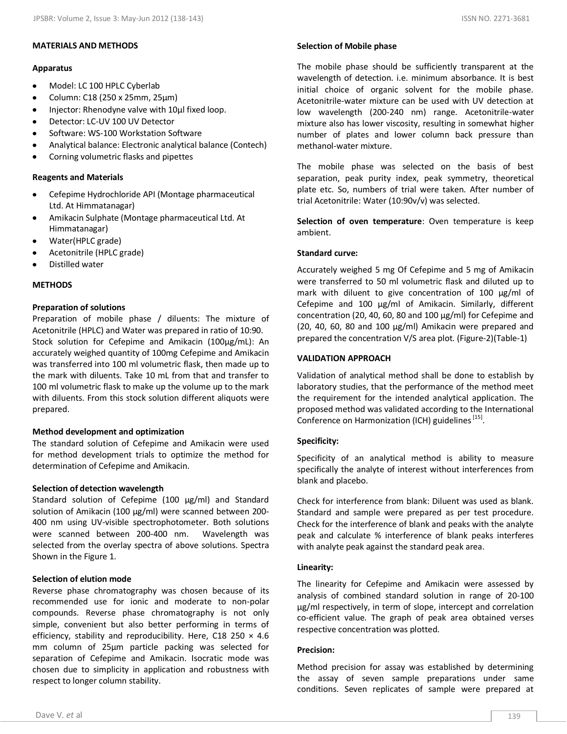## MATERIALS AND METHODS

### Apparatus

- Model: LC 100 HPLC Cyberlab
- Column: C18 (250 x 25mm, 25µm)
- Injector: Rhenodyne valve with 10µl fixed loop.
- Detector: LC-UV 100 UV Detector
- Software: WS-100 Workstation Software
- Analytical balance: Electronic analytical balance (Contech)
- Corning volumetric flasks and pipettes

### Reagents and Materials

- Cefepime Hydrochloride API (Montage pharmaceutical Ltd. At Himmatanagar)
- Amikacin Sulphate (Montage pharmaceutical Ltd. At Himmatanagar)
- Water(HPLC grade)
- Acetonitrile (HPLC grade)
- Distilled water

## METHODS

### Preparation of solutions

Preparation of mobile phase / diluents: The mixture of Acetonitrile (HPLC) and Water was prepared in ratio of 10:90.
Stock solution for Cefepime and Amikacin (100µg/mL): An accurately weighed quantity of 100mg Cefepime and Amikacin was transferred into 100 ml volumetric flask, then made up to the mark with diluents. Take 10 mL from that and transfer to 100 ml volumetric flask to make up the volume up to the mark with diluents. From this stock solution different aliquots were prepared.

### Method development and optimization

The standard solution of Cefepime and Amikacin were used for method development trials to optimize the method for determination of Cefepime and Amikacin.

### Selection of detection wavelength

Standard solution of Cefepime (100 µg/ml) and Standard solution of Amikacin (100 µg/ml) were scanned between 200-400 nm using UV-visible spectrophotometer. Both solutions were scanned between 200-400 nm. Wavelength was selected from the overlay spectra of above solutions. Spectra Shown in the Figure 1.

### Selection of elution mode

Reverse phase chromatography was chosen because of its recommended use for ionic and moderate to non-polar compounds. Reverse phase chromatography is not only simple, convenient but also better performing in terms of efficiency, stability and reproducibility. Here, C18 250 × 4.6 mm column of 25µm particle packing was selected for separation of Cefepime and Amikacin. Isocratic mode was chosen due to simplicity in application and robustness with respect to longer column stability.

### Selection of Mobile phase

The mobile phase should be sufficiently transparent at the wavelength of detection. i.e. minimum absorbance. It is best initial choice of organic solvent for the mobile phase. Acetonitrile-water mixture can be used with UV detection at low wavelength (200-240 nm) range. Acetonitrile-water mixture also has lower viscosity, resulting in somewhat higher number of plates and lower column back pressure than methanol-water mixture.

The mobile phase was selected on the basis of best separation, peak purity index, peak symmetry, theoretical plate etc. So, numbers of trial were taken. After number of trial Acetonitrile: Water (10:90v/v) was selected.

**Selection of oven temperature**: Oven temperature is keep ambient.

### Standard curve:

Accurately weighed 5 mg Of Cefepime and 5 mg of Amikacin were transferred to 50 ml volumetric flask and diluted up to mark with diluent to give concentration of 100 µg/ml of Cefepime and 100 µg/ml of Amikacin. Similarly, different concentration (20, 40, 60, 80 and 100 µg/ml) for Cefepime and (20, 40, 60, 80 and 100 µg/ml) Amikacin were prepared and prepared the concentration V/S area plot. (Figure-2)(Table-1)

## VALIDATION APPROACH

Validation of analytical method shall be done to establish by laboratory studies, that the performance of the method meet the requirement for the intended analytical application. The proposed method was validated according to the International Conference on Harmonization (ICH) guidelines [15].

### Specificity:

Specificity of an analytical method is ability to measure specifically the analyte of interest without interferences from blank and placebo.

Check for interference from blank: Diluent was used as blank. Standard and sample were prepared as per test procedure. Check for the interference of blank and peaks with the analyte peak and calculate % interference of blank peaks interferes with analyte peak against the standard peak area.

### Linearity:

The linearity for Cefepime and Amikacin were assessed by analysis of combined standard solution in range of 20-100 µg/ml respectively, in term of slope, intercept and correlation co-efficient value. The graph of peak area obtained verses respective concentration was plotted.

### Precision:

Method precision for assay was established by determining the assay of seven sample preparations under same conditions. Seven replicates of sample were prepared at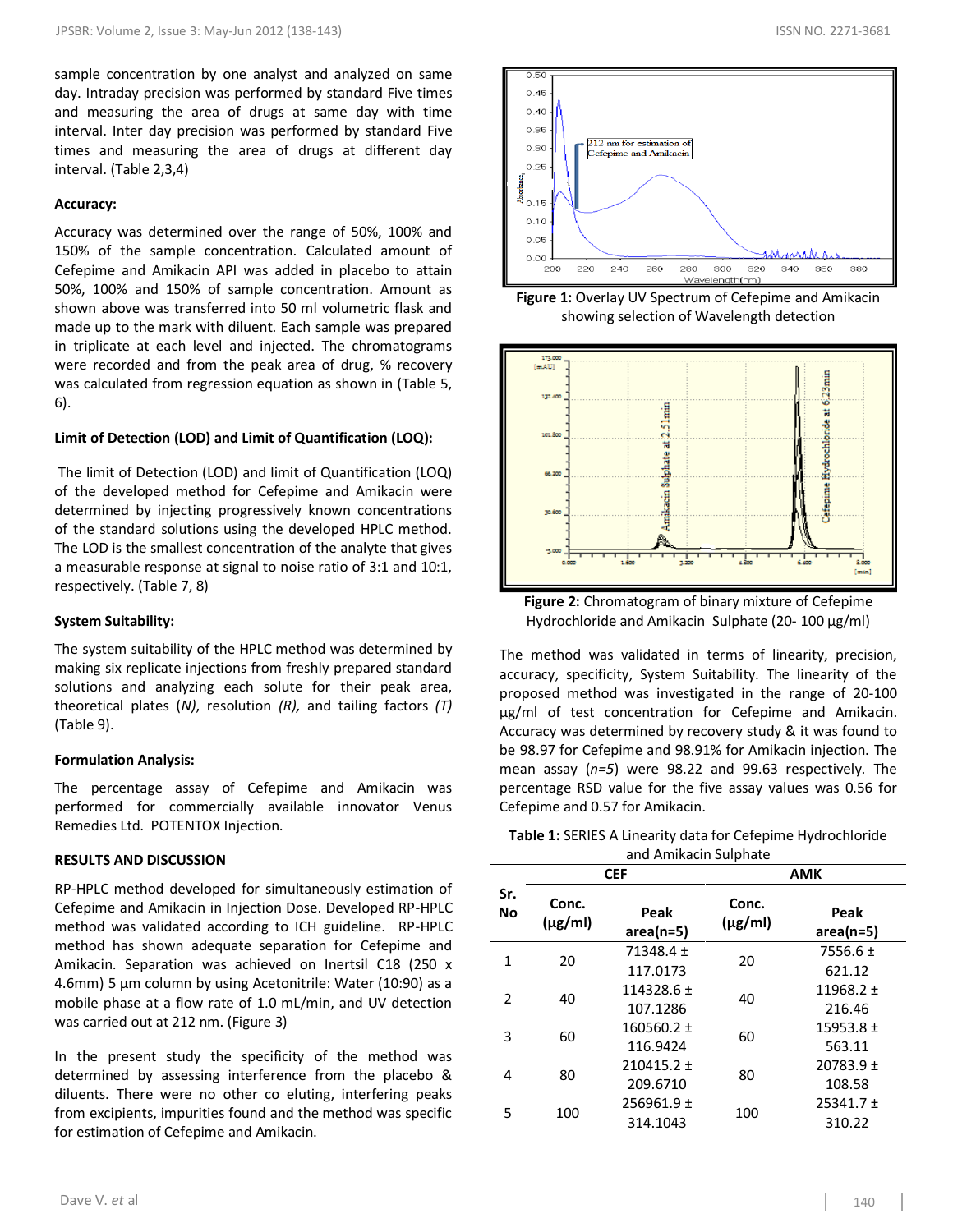sample concentration by one analyst and analyzed on same day. Intraday precision was performed by standard Five times and measuring the area of drugs at same day with time interval. Inter day precision was performed by standard Five times and measuring the area of drugs at different day interval. (Table 2,3,4)

### Accuracy:

Accuracy was determined over the range of 50%, 100% and 150% of the sample concentration. Calculated amount of Cefepime and Amikacin API was added in placebo to attain 50%, 100% and 150% of sample concentration. Amount as shown above was transferred into 50 ml volumetric flask and made up to the mark with diluent. Each sample was prepared in triplicate at each level and injected. The chromatograms were recorded and from the peak area of drug, % recovery was calculated from regression equation as shown in (Table 5, 6).

### Limit of Detection (LOD) and Limit of Quantification (LOQ):

The limit of Detection (LOD) and limit of Quantification (LOQ) of the developed method for Cefepime and Amikacin were determined by injecting progressively known concentrations of the standard solutions using the developed HPLC method. The LOD is the smallest concentration of the analyte that gives a measurable response at signal to noise ratio of 3:1 and 10:1, respectively. (Table 7, 8)

### System Suitability:

The system suitability of the HPLC method was determined by making six replicate injections from freshly prepared standard solutions and analyzing each solute for their peak area, theoretical plates (*N*), resolution *(R),* and tailing factors *(T)* (Table 9).

### Formulation Analysis:

The percentage assay of Cefepime and Amikacin was performed for commercially available innovator Venus Remedies Ltd. POTENTOX Injection.

## RESULTS AND DISCUSSION

RP-HPLC method developed for simultaneously estimation of Cefepime and Amikacin in Injection Dose. Developed RP-HPLC method was validated according to ICH guideline. RP-HPLC method has shown adequate separation for Cefepime and Amikacin. Separation was achieved on Inertsil C18 (250 x 4.6mm) 5 µm column by using Acetonitrile: Water (10:90) as a mobile phase at a flow rate of 1.0 mL/min, and UV detection was carried out at 212 nm. (Figure 3)

In the present study the specificity of the method was determined by assessing interference from the placebo & diluents. There were no other co eluting, interfering peaks from excipients, impurities found and the method was specific for estimation of Cefepime and Amikacin.

**Figure 1:** Overlay UV Spectrum of Cefepime and Amikacin showing selection of Wavelength detection

**Figure 2:** Chromatogram of binary mixture of Cefepime Hydrochloride and Amikacin Sulphate (20- 100 µg/ml)

The method was validated in terms of linearity, precision, accuracy, specificity, System Suitability. The linearity of the proposed method was investigated in the range of 20-100 µg/ml of test concentration for Cefepime and Amikacin. Accuracy was determined by recovery study & it was found to be 98.97 for Cefepime and 98.91% for Amikacin injection. The mean assay (*n=5*) were 98.22 and 99.63 respectively. The percentage RSD value for the five assay values was 0.56 for Cefepime and 0.57 for Amikacin.

**Table 1:** SERIES A Linearity data for Cefepime Hydrochloride and Amikacin Sulphate

| Sr. No | CEF | | AMK | |
|---|---|---|---|---|
| | Conc. (µg/ml) | Peak area(n=5) | Conc. (µg/ml) | Peak area(n=5) |
| 1 | 20 | 71348.4 ± 117.0173 | 20 | 7556.6 ± 621.12 |
| 2 | 40 | 114328.6 ± 107.1286 | 40 | 11968.2 ± 216.46 |
| 3 | 60 | 160560.2 ± 116.9424 | 60 | 15953.8 ± 563.11 |
| 4 | 80 | 210415.2 ± 209.6710 | 80 | 20783.9 ± 108.58 |
| 5 | 100 | 256961.9 ± 314.1043 | 100 | 25341.7 ± 310.22 |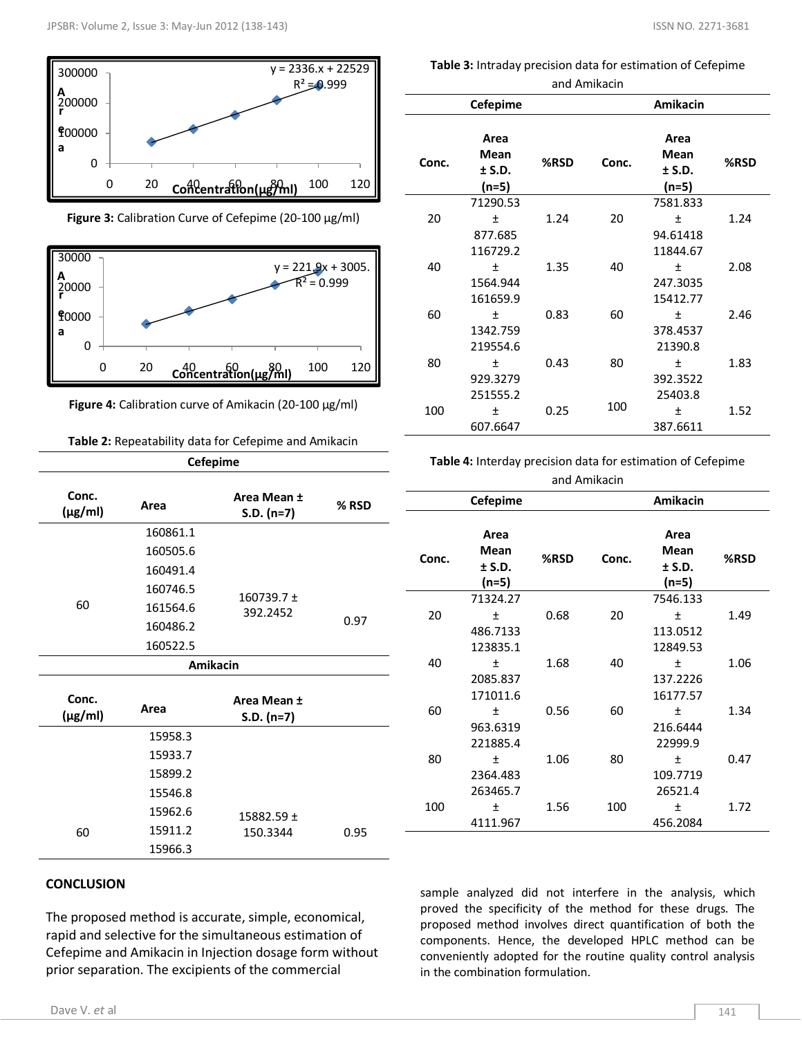Figure 3: Calibration Curve of Cefepime (20-100 µg/ml)

Figure 4: Calibration curve of Amikacin (20-100 µg/ml)

**Table 2:** Repeatability data for Cefepime and Amikacin

| Conc. (µg/ml) | Area | Area Mean ± S.D. (n=7) | % RSD |
|---|---|---|---|
| **Cefepime** | | | |
| 60 | 160861.1 | 160739.7 ± 392.2452 | 0.97 |
| | 160505.6 | | |
| | 160491.4 | | |
| | 160746.5 | | |
| | 161564.6 | | |
| | 160486.2 | | |
| | 160522.5 | | |
| **Amikacin** | | | |
| 60 | 15958.3 | 15882.59 ± 150.3344 | 0.95 |
| | 15933.7 | | |
| | 15899.2 | | |
| | 15546.8 | | |
| | 15962.6 | | |
| | 15911.2 | | |
| | 15966.3 | | |

**Table 3:** Intraday precision data for estimation of Cefepime and Amikacin

| Cefepime | | | Amikacin | | |
|---|---|---|---|---|---|
| Conc. | Area Mean ± S.D. (n=5) | %RSD | Conc. | Area Mean ± S.D. (n=5) | %RSD |
| 20 | 71290.53 ± 877.685 | 1.24 | 20 | 7581.833 ± 94.61418 | 1.24 |
| 40 | 116729.2 ± 1564.944 | 1.35 | 40 | 11844.67 ± 247.3035 | 2.08 |
| 60 | 161659.9 ± 1342.759 | 0.83 | 60 | 15412.77 ± 378.4537 | 2.46 |
| 80 | 219554.6 ± 929.3279 | 0.43 | 80 | 21390.8 ± 392.3522 | 1.83 |
| 100 | 251555.2 ± 607.6647 | 0.25 | 100 | 25403.8 ± 387.6611 | 1.52 |

**Table 4:** Interday precision data for estimation of Cefepime and Amikacin

| Cefepime | | | Amikacin | | |
|---|---|---|---|---|---|
| Conc. | Area Mean ± S.D. (n=5) | %RSD | Conc. | Area Mean ± S.D. (n=5) | %RSD |
| 20 | 71324.27 ± 486.7133 | 0.68 | 20 | 7546.133 ± 113.0512 | 1.49 |
| 40 | 123835.1 ± 2085.837 | 1.68 | 40 | 12849.53 ± 137.2226 | 1.06 |
| 60 | 171011.6 ± 963.6319 | 0.56 | 60 | 16177.57 ± 216.6444 | 1.34 |
| 80 | 221885.4 ± 2364.483 | 1.06 | 80 | 22999.9 ± 109.7719 | 0.47 |
| 100 | 263465.7 ± 4111.967 | 1.56 | 100 | 26521.4 ± 456.2084 | 1.72 |

## CONCLUSION

The proposed method is accurate, simple, economical, rapid and selective for the simultaneous estimation of Cefepime and Amikacin in Injection dosage form without prior separation. The excipients of the commercial sample analyzed did not interfere in the analysis, which proved the specificity of the method for these drugs. The proposed method involves direct quantification of both the components. Hence, the developed HPLC method can be conveniently adopted for the routine quality control analysis in the combination formulation.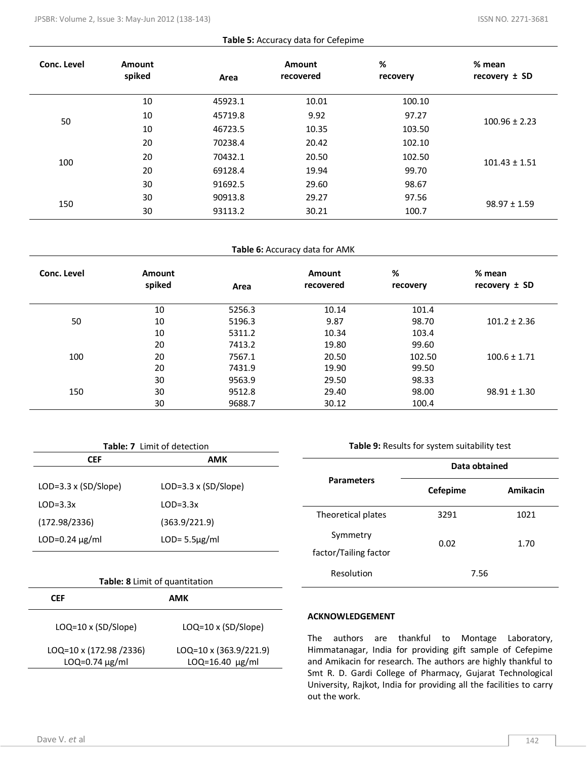**Table 5:** Accuracy data for Cefepime

| Conc. Level | Amount spiked | Area | Amount recovered | % recovery | % mean recovery ± SD |
|---|---|---|---|---|---|
| 50 | 10 | 45923.1 | 10.01 | 100.10 | 100.96 ± 2.23 |
| | 10 | 45719.8 | 9.92 | 97.27 | |
| | 10 | 46723.5 | 10.35 | 103.50 | |
| 100 | 20 | 70238.4 | 20.42 | 102.10 | 101.43 ± 1.51 |
| | 20 | 70432.1 | 20.50 | 102.50 | |
| | 20 | 69128.4 | 19.94 | 99.70 | |
| 150 | 30 | 91692.5 | 29.60 | 98.67 | 98.97 ± 1.59 |
| | 30 | 90913.8 | 29.27 | 97.56 | |
| | 30 | 93113.2 | 30.21 | 100.7 | |

**Table 6:** Accuracy data for AMK

| Conc. Level | Amount spiked | Area | Amount recovered | % recovery | % mean recovery ± SD |
|---|---|---|---|---|---|
| 50 | 10 | 5256.3 | 10.14 | 101.4 | 101.2 ± 2.36 |
| | 10 | 5196.3 | 9.87 | 98.70 | |
| | 10 | 5311.2 | 10.34 | 103.4 | |
| 100 | 20 | 7413.2 | 19.80 | 99.60 | 100.6 ± 1.71 |
| | 20 | 7567.1 | 20.50 | 102.50 | |
| | 20 | 7431.9 | 19.90 | 99.50 | |
| 150 | 30 | 9563.9 | 29.50 | 98.33 | 98.91 ± 1.30 |
| | 30 | 9512.8 | 29.40 | 98.00 | |
| | 30 | 9688.7 | 30.12 | 100.4 | |

**Table: 7** Limit of detection

| CEF | AMK |
|---|---|
| LOD=3.3 x (SD/Slope) | LOD=3.3 x (SD/Slope) |
| LOD=3.3x | LOD=3.3x |
| (172.98/2336) | (363.9/221.9) |
| LOD=0.24 µg/ml | LOD= 5.5µg/ml |

**Table: 8** Limit of quantitation

| CEF | AMK |
|---|---|
| LOQ=10 x (SD/Slope) | LOQ=10 x (SD/Slope) |
| LOQ=10 x (172.98 /2336) | LOQ=10 x (363.9/221.9) |
| LOQ=0.74 µg/ml | LOQ=16.40 µg/ml |

**Table 9:** Results for system suitability test

| Parameters | Data obtained | |
|---|---|---|
| | Cefepime | Amikacin |
| Theoretical plates | 3291 | 1021 |
| Symmetry factor/Tailing factor | 0.02 | 1.70 |
| Resolution | 7.56 | |

**ACKNOWLEDGEMENT**

The authors are thankful to Montage Laboratory, Himmatanagar, India for providing gift sample of Cefepime and Amikacin for research. The authors are highly thankful to Smt R. D. Gardi College of Pharmacy, Gujarat Technological University, Rajkot, India for providing all the facilities to carry out the work.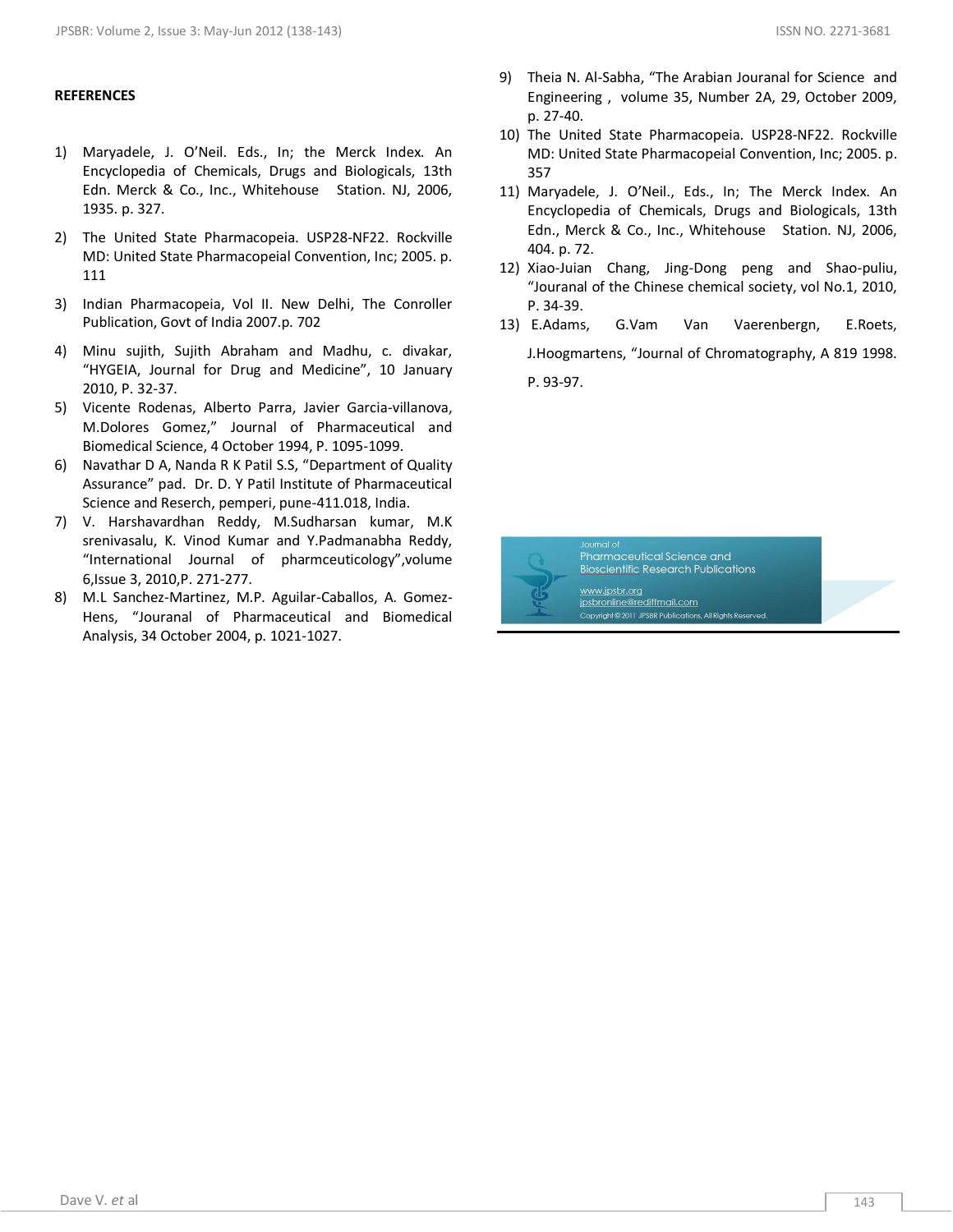**REFERENCES**

1) Maryadele, J. O'Neil. Eds., In; the Merck Index. An Encyclopedia of Chemicals, Drugs and Biologicals, 13th Edn. Merck & Co., Inc., Whitehouse Station. NJ, 2006, 1935. p. 327.
2) The United State Pharmacopeia. USP28-NF22. Rockville MD: United State Pharmacopeial Convention, Inc; 2005. p. 111
3) Indian Pharmacopeia, Vol II. New Delhi, The Conroller Publication, Govt of India 2007.p. 702
4) Minu sujith, Sujith Abraham and Madhu, c. divakar, "HYGEIA, Journal for Drug and Medicine", 10 January 2010, P. 32-37.
5) Vicente Rodenas, Alberto Parra, Javier Garcia-villanova, M.Dolores Gomez," Journal of Pharmaceutical and Biomedical Science, 4 October 1994, P. 1095-1099.
6) Navathar D A, Nanda R K Patil S.S, "Department of Quality Assurance" pad. Dr. D. Y Patil Institute of Pharmaceutical Science and Reserch, pemperi, pune-411.018, India.
7) V. Harshavardhan Reddy, M.Sudharsan kumar, M.K srenivasalu, K. Vinod Kumar and Y.Padmanabha Reddy, "International Journal of pharmceuticology",volume 6,Issue 3, 2010,P. 271-277.
8) M.L Sanchez-Martinez, M.P. Aguilar-Caballos, A. Gomez-Hens, "Jouranal of Pharmaceutical and Biomedical Analysis, 34 October 2004, p. 1021-1027.
9) Theia N. Al-Sabha, "The Arabian Jouranal for Science and Engineering , volume 35, Number 2A, 29, October 2009, p. 27-40.
10) The United State Pharmacopeia. USP28-NF22. Rockville MD: United State Pharmacopeial Convention, Inc; 2005. p. 357
11) Maryadele, J. O'Neil., Eds., In; The Merck Index. An Encyclopedia of Chemicals, Drugs and Biologicals, 13th Edn., Merck & Co., Inc., Whitehouse Station. NJ, 2006, 404. p. 72.
12) Xiao-Juian Chang, Jing-Dong peng and Shao-puliu, "Jouranal of the Chinese chemical society, vol No.1, 2010, P. 34-39.
13) E.Adams, G.Vam Van Vaerenbergn, E.Roets, J.Hoogmartens, "Journal of Chromatography, A 819 1998. P. 93-97.

Journal of
Pharmaceutical Science and
Bioscientific Research Publications
www.jpsbr.org
jpsbronline@rediffmail.com
Copyright © 2011 JPSBR Publications, All Rights Reserved.